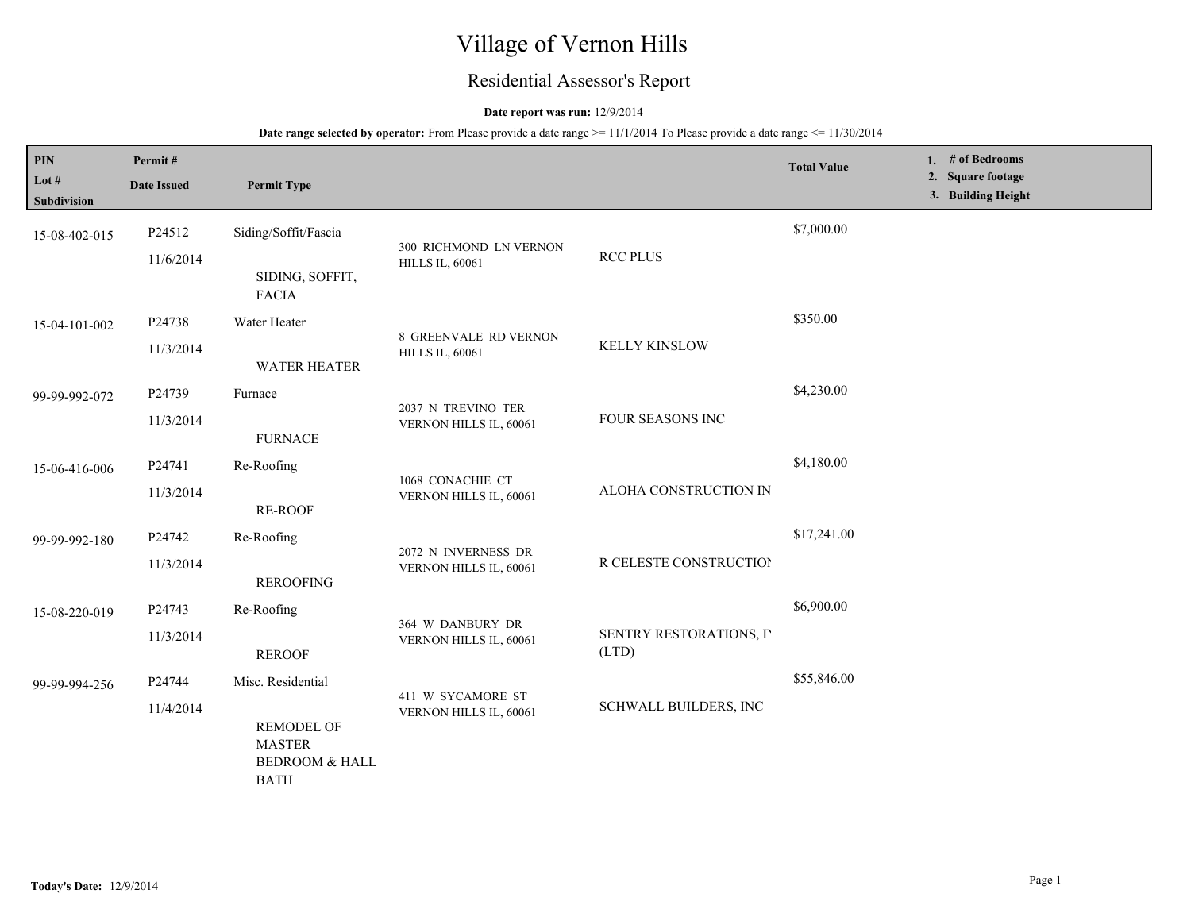# Village of Vernon Hills

## Residential Assessor's Report

**Date report was run:** 12/9/2014

**Date range selected by operator:** From Please provide a date range >= 11/1/2014 To Please provide a date range <= 11/30/2014

| PIN<br>Lot #<br>Subdivision | Permit #<br>Date Issued | Permit Type | | | Total Value | 1. # of Bedrooms<br>2. Square footage<br>3. Building Height |
|---|---|---|---|---|---|---|
| 15-08-402-015 | P24512<br>11/6/2014 | Siding/Soffit/Fascia<br>SIDING, SOFFIT, FACIA | 300 RICHMOND LN VERNON HILLS IL, 60061 | RCC PLUS | $7,000.00 | |
| 15-04-101-002 | P24738<br>11/3/2014 | Water Heater<br>WATER HEATER | 8 GREENVALE RD VERNON HILLS IL, 60061 | KELLY KINSLOW | $350.00 | |
| 99-99-992-072 | P24739<br>11/3/2014 | Furnace<br>FURNACE | 2037 N TREVINO TER VERNON HILLS IL, 60061 | FOUR SEASONS INC | $4,230.00 | |
| 15-06-416-006 | P24741<br>11/3/2014 | Re-Roofing<br>RE-ROOF | 1068 CONACHIE CT VERNON HILLS IL, 60061 | ALOHA CONSTRUCTION IN | $4,180.00 | |
| 99-99-992-180 | P24742<br>11/3/2014 | Re-Roofing<br>REROOFING | 2072 N INVERNESS DR VERNON HILLS IL, 60061 | R CELESTE CONSTRUCTION | $17,241.00 | |
| 15-08-220-019 | P24743<br>11/3/2014 | Re-Roofing<br>REROOF | 364 W DANBURY DR VERNON HILLS IL, 60061 | SENTRY RESTORATIONS, IN (LTD) | $6,900.00 | |
| 99-99-994-256 | P24744<br>11/4/2014 | Misc. Residential<br>REMODEL OF MASTER BEDROOM & HALL BATH | 411 W SYCAMORE ST VERNON HILLS IL, 60061 | SCHWALL BUILDERS, INC | $55,846.00 | |

**Today's Date:** 12/9/2014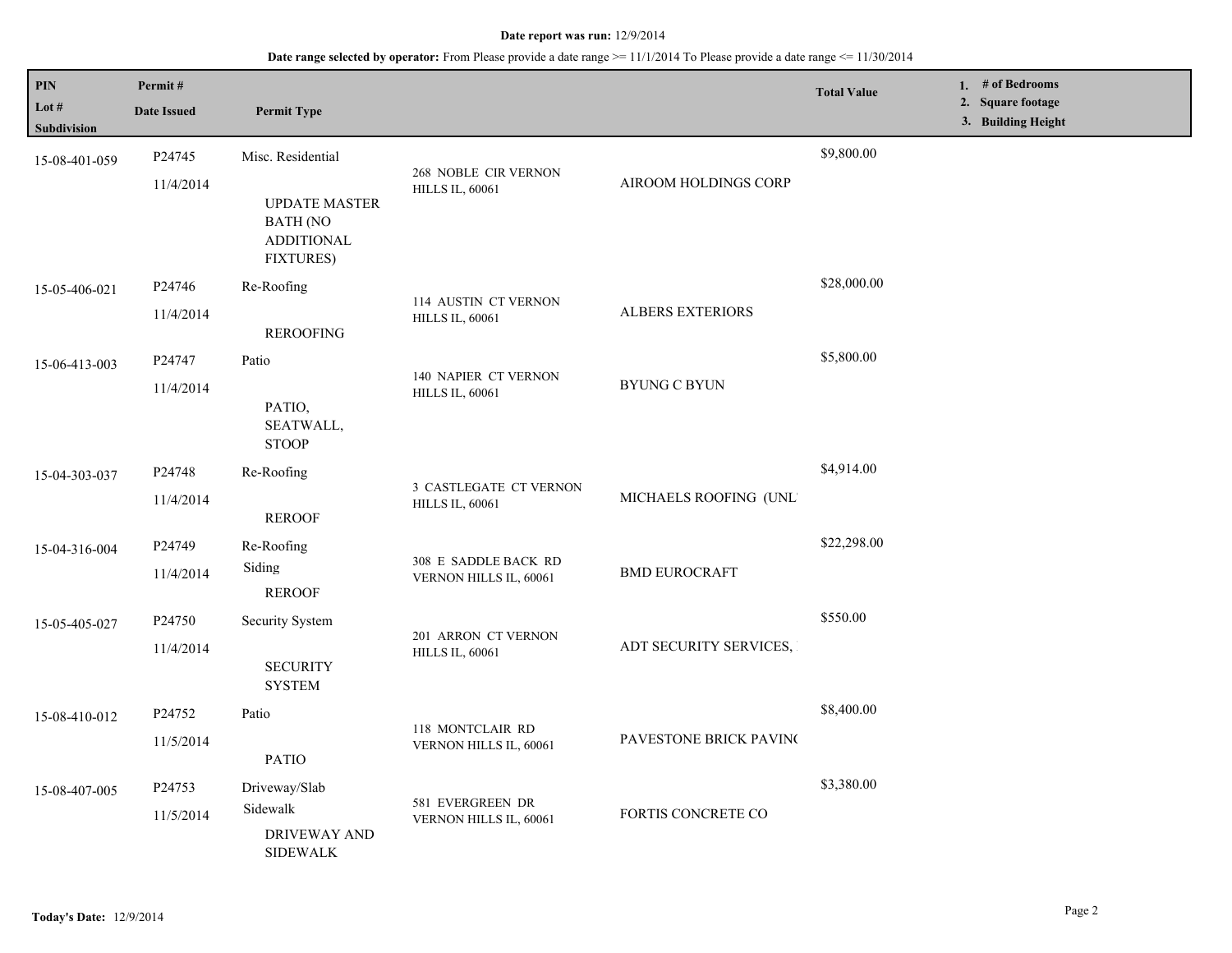**Date report was run:** 12/9/2014

**Date range selected by operator:** From Please provide a date range >= 11/1/2014 To Please provide a date range <= 11/30/2014

| PIN<br>Lot #<br>Subdivision | Permit #<br>Date Issued | Permit Type | | | Total Value | 1. # of Bedrooms<br>2. Square footage<br>3. Building Height |
|---|---|---|---|---|---|---|
| 15-08-401-059 | P24745<br>11/4/2014 | Misc. Residential<br>UPDATE MASTER BATH (NO ADDITIONAL FIXTURES) | 268 NOBLE CIR VERNON HILLS IL, 60061 | AIROOM HOLDINGS CORP | $9,800.00 | |
| 15-05-406-021 | P24746<br>11/4/2014 | Re-Roofing<br>REROOFING | 114 AUSTIN CT VERNON HILLS IL, 60061 | ALBERS EXTERIORS | $28,000.00 | |
| 15-06-413-003 | P24747<br>11/4/2014 | Patio<br>PATIO, SEATWALL, STOOP | 140 NAPIER CT VERNON HILLS IL, 60061 | BYUNG C BYUN | $5,800.00 | |
| 15-04-303-037 | P24748<br>11/4/2014 | Re-Roofing<br>REROOF | 3 CASTLEGATE CT VERNON HILLS IL, 60061 | MICHAELS ROOFING (UNL | $4,914.00 | |
| 15-04-316-004 | P24749<br>11/4/2014 | Re-Roofing<br>Siding<br>REROOF | 308 E SADDLE BACK RD VERNON HILLS IL, 60061 | BMD EUROCRAFT | $22,298.00 | |
| 15-05-405-027 | P24750<br>11/4/2014 | Security System<br>SECURITY SYSTEM | 201 ARRON CT VERNON HILLS IL, 60061 | ADT SECURITY SERVICES, | $550.00 | |
| 15-08-410-012 | P24752<br>11/5/2014 | Patio<br>PATIO | 118 MONTCLAIR RD VERNON HILLS IL, 60061 | PAVESTONE BRICK PAVIN( | $8,400.00 | |
| 15-08-407-005 | P24753<br>11/5/2014 | Driveway/Slab<br>Sidewalk<br>DRIVEWAY AND SIDEWALK | 581 EVERGREEN DR VERNON HILLS IL, 60061 | FORTIS CONCRETE CO | $3,380.00 | |

**Today's Date:** 12/9/2014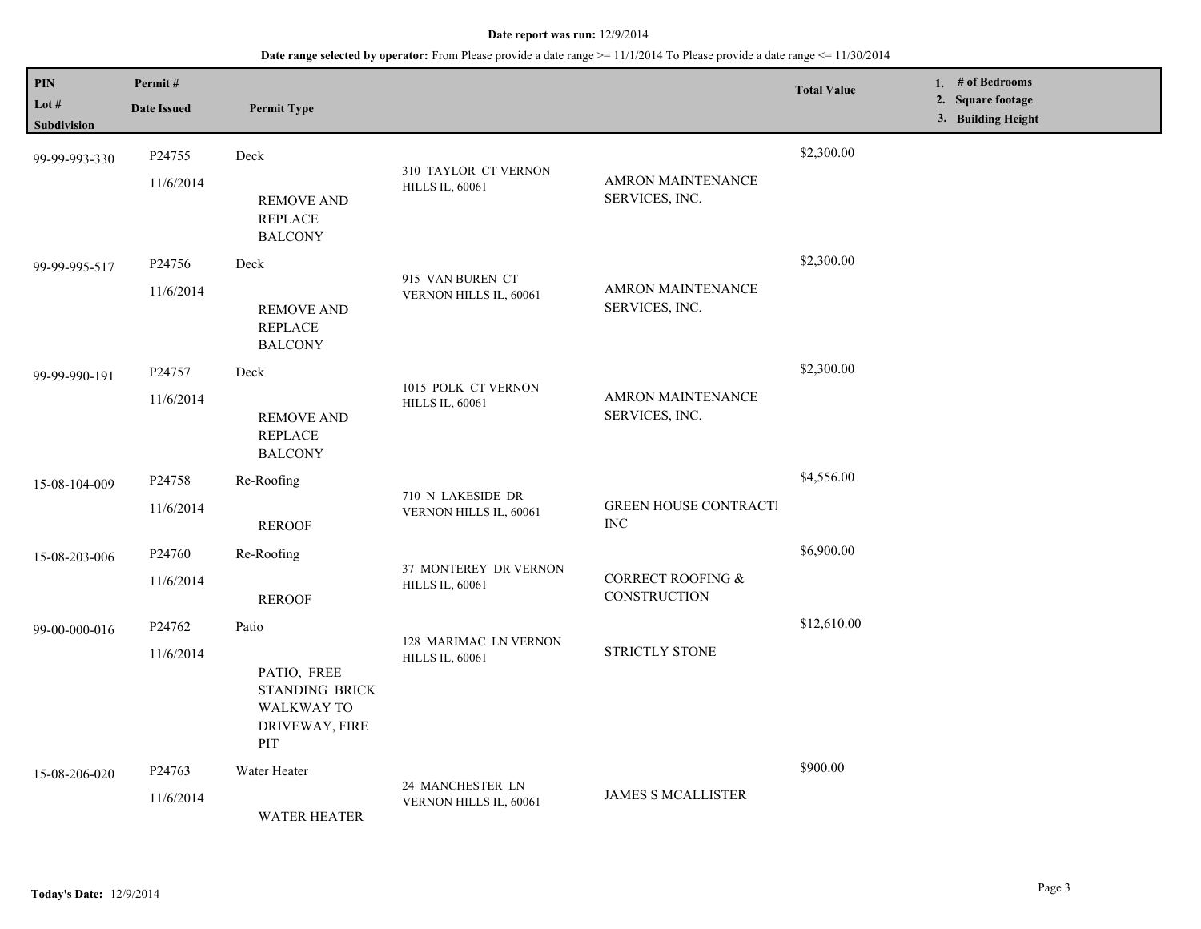**Date report was run:** 12/9/2014

**Date range selected by operator:** From Please provide a date range >= 11/1/2014 To Please provide a date range <= 11/30/2014

| PIN<br>Lot #<br>Subdivision | Permit #<br>Date Issued | Permit Type | | | Total Value | 1. # of Bedrooms<br>2. Square footage<br>3. Building Height |
|---|---|---|---|---|---|---|
| 99-99-993-330 | P24755<br>11/6/2014 | Deck<br>REMOVE AND REPLACE BALCONY | 310 TAYLOR CT VERNON HILLS IL, 60061 | AMRON MAINTENANCE SERVICES, INC. | $2,300.00 | |
| 99-99-995-517 | P24756<br>11/6/2014 | Deck<br>REMOVE AND REPLACE BALCONY | 915 VAN BUREN CT VERNON HILLS IL, 60061 | AMRON MAINTENANCE SERVICES, INC. | $2,300.00 | |
| 99-99-990-191 | P24757<br>11/6/2014 | Deck<br>REMOVE AND REPLACE BALCONY | 1015 POLK CT VERNON HILLS IL, 60061 | AMRON MAINTENANCE SERVICES, INC. | $2,300.00 | |
| 15-08-104-009 | P24758<br>11/6/2014 | Re-Roofing<br>REROOF | 710 N LAKESIDE DR VERNON HILLS IL, 60061 | GREEN HOUSE CONTRACTI INC | $4,556.00 | |
| 15-08-203-006 | P24760<br>11/6/2014 | Re-Roofing<br>REROOF | 37 MONTEREY DR VERNON HILLS IL, 60061 | CORRECT ROOFING & CONSTRUCTION | $6,900.00 | |
| 99-00-000-016 | P24762<br>11/6/2014 | Patio<br>PATIO, FREE STANDING BRICK WALKWAY TO DRIVEWAY, FIRE PIT | 128 MARIMAC LN VERNON HILLS IL, 60061 | STRICTLY STONE | $12,610.00 | |
| 15-08-206-020 | P24763<br>11/6/2014 | Water Heater<br>WATER HEATER | 24 MANCHESTER LN VERNON HILLS IL, 60061 | JAMES S MCALLISTER | $900.00 | |

**Today's Date:** 12/9/2014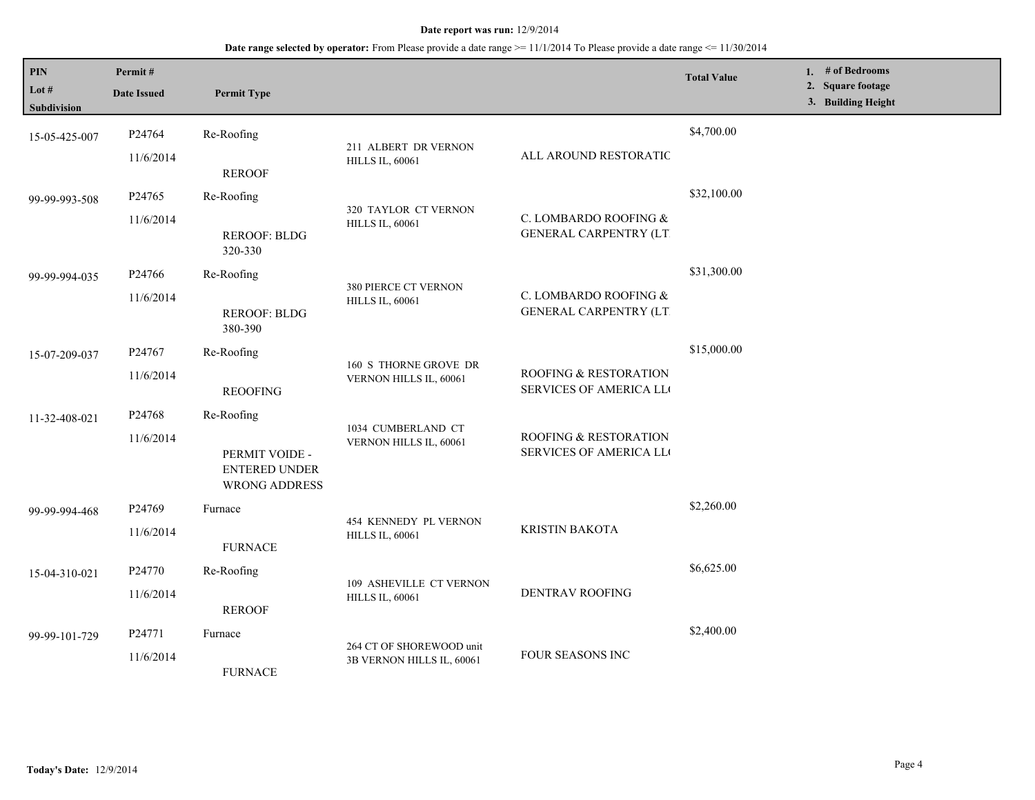**Date report was run:** 12/9/2014

**Date range selected by operator:** From Please provide a date range >= 11/1/2014 To Please provide a date range <= 11/30/2014

| PIN / Lot # / Subdivision | Permit # / Date Issued | Permit Type | | | Total Value | 1. # of Bedrooms 2. Square footage 3. Building Height |
|---|---|---|---|---|---|---|
| 15-05-425-007 | P24764 11/6/2014 | Re-Roofing REROOF | 211 ALBERT DR VERNON HILLS IL, 60061 | ALL AROUND RESTORATIC | $4,700.00 | |
| 99-99-993-508 | P24765 11/6/2014 | Re-Roofing REROOF: BLDG 320-330 | 320 TAYLOR CT VERNON HILLS IL, 60061 | C. LOMBARDO ROOFING & GENERAL CARPENTRY (LT | $32,100.00 | |
| 99-99-994-035 | P24766 11/6/2014 | Re-Roofing REROOF: BLDG 380-390 | 380 PIERCE CT VERNON HILLS IL, 60061 | C. LOMBARDO ROOFING & GENERAL CARPENTRY (LT | $31,300.00 | |
| 15-07-209-037 | P24767 11/6/2014 | Re-Roofing REOOFING | 160 S THORNE GROVE DR VERNON HILLS IL, 60061 | ROOFING & RESTORATION SERVICES OF AMERICA LL( | $15,000.00 | |
| 11-32-408-021 | P24768 11/6/2014 | Re-Roofing PERMIT VOIDE - ENTERED UNDER WRONG ADDRESS | 1034 CUMBERLAND CT VERNON HILLS IL, 60061 | ROOFING & RESTORATION SERVICES OF AMERICA LL( | | |
| 99-99-994-468 | P24769 11/6/2014 | Furnace FURNACE | 454 KENNEDY PL VERNON HILLS IL, 60061 | KRISTIN BAKOTA | $2,260.00 | |
| 15-04-310-021 | P24770 11/6/2014 | Re-Roofing REROOF | 109 ASHEVILLE CT VERNON HILLS IL, 60061 | DENTRAV ROOFING | $6,625.00 | |
| 99-99-101-729 | P24771 11/6/2014 | Furnace FURNACE | 264 CT OF SHOREWOOD unit 3B VERNON HILLS IL, 60061 | FOUR SEASONS INC | $2,400.00 | |

**Today's Date:** 12/9/2014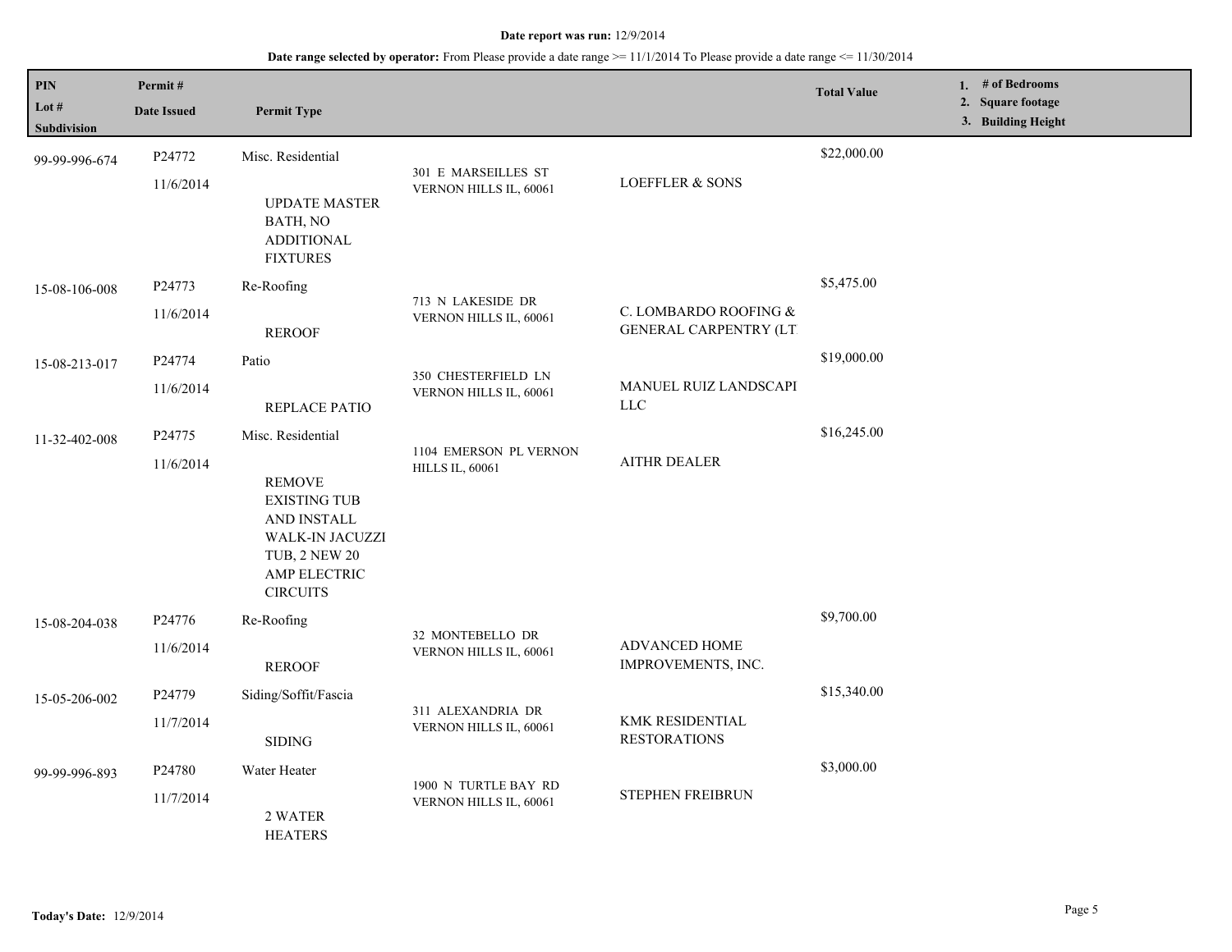**Date report was run:** 12/9/2014

**Date range selected by operator:** From Please provide a date range >= 11/1/2014 To Please provide a date range <= 11/30/2014

| PIN / Lot # / Subdivision | Permit # / Date Issued | Permit Type | | | Total Value | 1. # of Bedrooms 2. Square footage 3. Building Height |
|---|---|---|---|---|---|---|
| 99-99-996-674 | P24772 11/6/2014 | Misc. Residential UPDATE MASTER BATH, NO ADDITIONAL FIXTURES | 301 E MARSEILLES ST VERNON HILLS IL, 60061 | LOEFFLER & SONS | $22,000.00 | |
| 15-08-106-008 | P24773 11/6/2014 | Re-Roofing REROOF | 713 N LAKESIDE DR VERNON HILLS IL, 60061 | C. LOMBARDO ROOFING & GENERAL CARPENTRY (LT | $5,475.00 | |
| 15-08-213-017 | P24774 11/6/2014 | Patio REPLACE PATIO | 350 CHESTERFIELD LN VERNON HILLS IL, 60061 | MANUEL RUIZ LANDSCAPI LLC | $19,000.00 | |
| 11-32-402-008 | P24775 11/6/2014 | Misc. Residential REMOVE EXISTING TUB AND INSTALL WALK-IN JACUZZI TUB, 2 NEW 20 AMP ELECTRIC CIRCUITS | 1104 EMERSON PL VERNON HILLS IL, 60061 | AITHR DEALER | $16,245.00 | |
| 15-08-204-038 | P24776 11/6/2014 | Re-Roofing REROOF | 32 MONTEBELLO DR VERNON HILLS IL, 60061 | ADVANCED HOME IMPROVEMENTS, INC. | $9,700.00 | |
| 15-05-206-002 | P24779 11/7/2014 | Siding/Soffit/Fascia SIDING | 311 ALEXANDRIA DR VERNON HILLS IL, 60061 | KMK RESIDENTIAL RESTORATIONS | $15,340.00 | |
| 99-99-996-893 | P24780 11/7/2014 | Water Heater 2 WATER HEATERS | 1900 N TURTLE BAY RD VERNON HILLS IL, 60061 | STEPHEN FREIBRUN | $3,000.00 | |

**Today's Date:** 12/9/2014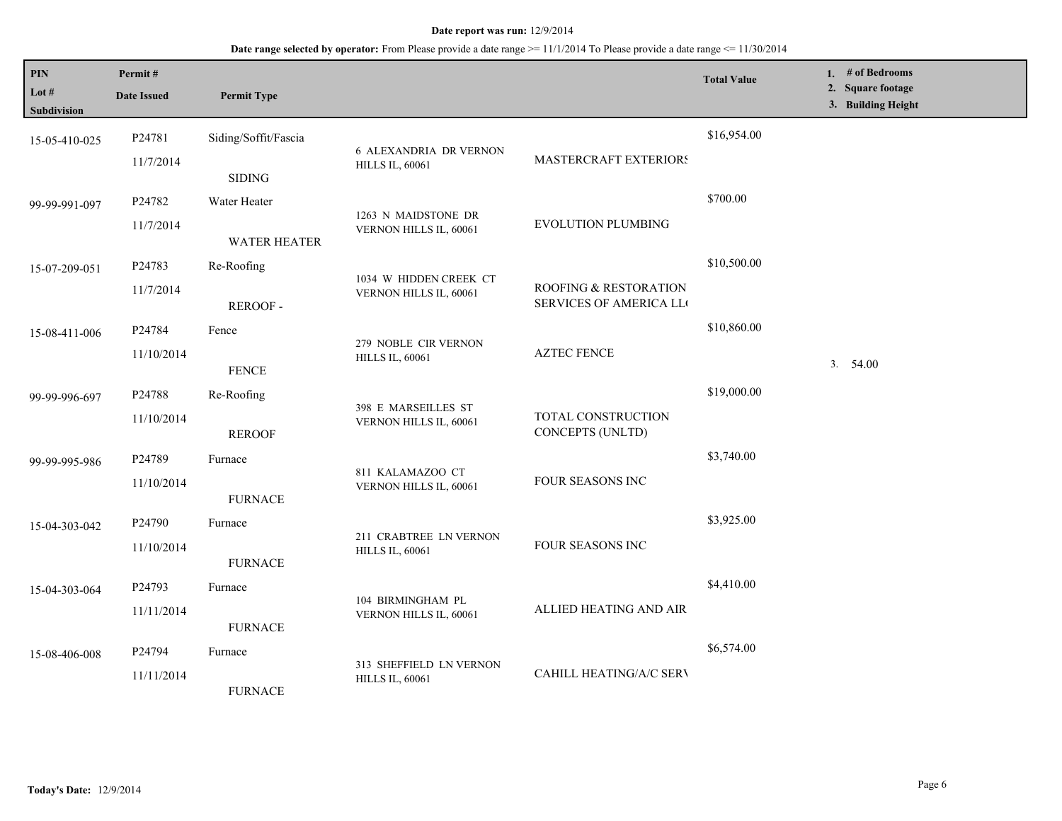**Date report was run:** 12/9/2014

**Date range selected by operator:** From Please provide a date range >= 11/1/2014 To Please provide a date range <= 11/30/2014

| PIN / Lot # / Subdivision | Permit # / Date Issued | Permit Type | | | Total Value | 1. # of Bedrooms 2. Square footage 3. Building Height |
|---|---|---|---|---|---|---|
| 15-05-410-025 | P24781 11/7/2014 | Siding/Soffit/Fascia SIDING | 6 ALEXANDRIA DR VERNON HILLS IL, 60061 | MASTERCRAFT EXTERIORS | $16,954.00 | |
| 99-99-991-097 | P24782 11/7/2014 | Water Heater WATER HEATER | 1263 N MAIDSTONE DR VERNON HILLS IL, 60061 | EVOLUTION PLUMBING | $700.00 | |
| 15-07-209-051 | P24783 11/7/2014 | Re-Roofing REROOF - | 1034 W HIDDEN CREEK CT VERNON HILLS IL, 60061 | ROOFING & RESTORATION SERVICES OF AMERICA LL( | $10,500.00 | |
| 15-08-411-006 | P24784 11/10/2014 | Fence FENCE | 279 NOBLE CIR VERNON HILLS IL, 60061 | AZTEC FENCE | $10,860.00 | 3. 54.00 |
| 99-99-996-697 | P24788 11/10/2014 | Re-Roofing REROOF | 398 E MARSEILLES ST VERNON HILLS IL, 60061 | TOTAL CONSTRUCTION CONCEPTS (UNLTD) | $19,000.00 | |
| 99-99-995-986 | P24789 11/10/2014 | Furnace FURNACE | 811 KALAMAZOO CT VERNON HILLS IL, 60061 | FOUR SEASONS INC | $3,740.00 | |
| 15-04-303-042 | P24790 11/10/2014 | Furnace FURNACE | 211 CRABTREE LN VERNON HILLS IL, 60061 | FOUR SEASONS INC | $3,925.00 | |
| 15-04-303-064 | P24793 11/11/2014 | Furnace FURNACE | 104 BIRMINGHAM PL VERNON HILLS IL, 60061 | ALLIED HEATING AND AIR | $4,410.00 | |
| 15-08-406-008 | P24794 11/11/2014 | Furnace FURNACE | 313 SHEFFIELD LN VERNON HILLS IL, 60061 | CAHILL HEATING/A/C SERV | $6,574.00 | |

**Today's Date:** 12/9/2014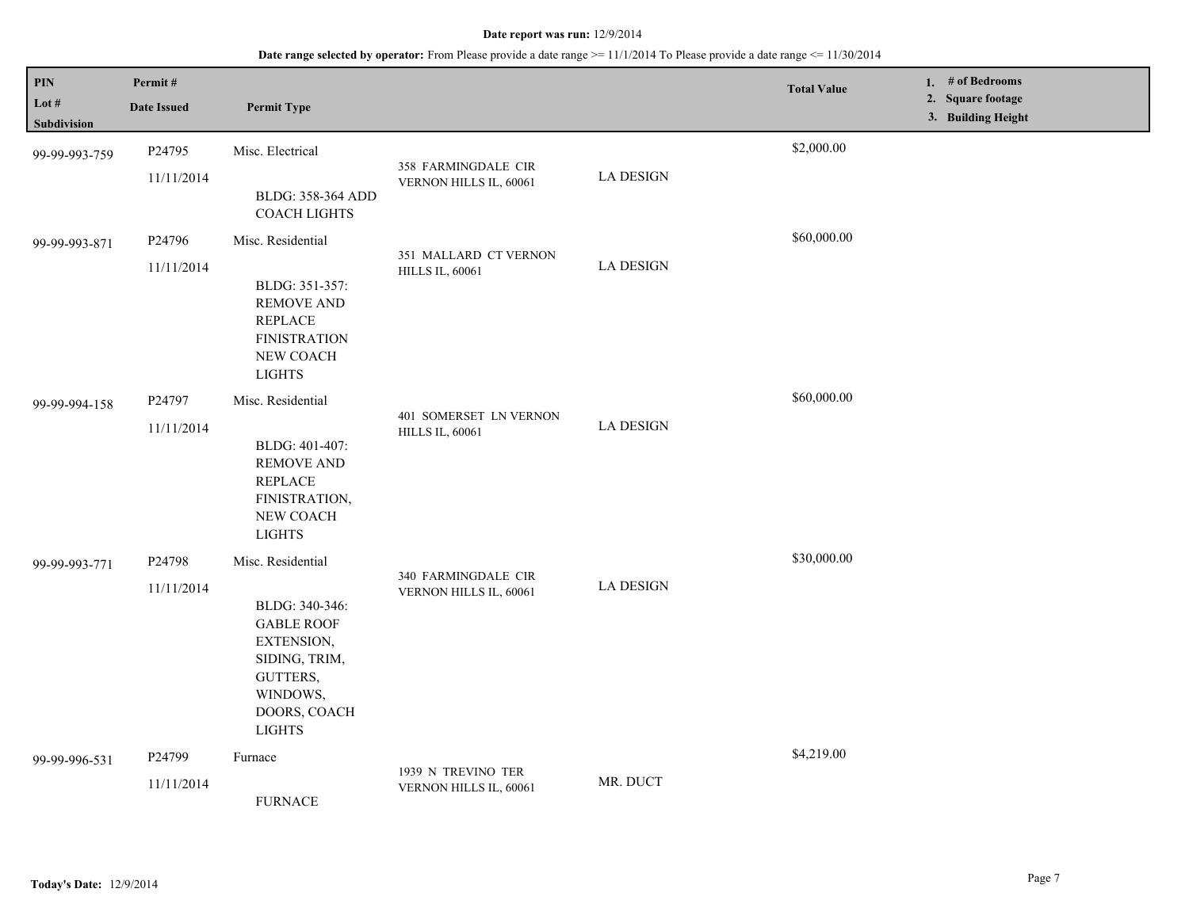**Date report was run:** 12/9/2014

**Date range selected by operator:** From Please provide a date range >= 11/1/2014 To Please provide a date range <= 11/30/2014

| PIN / Lot # / Subdivision | Permit # / Date Issued | Permit Type | | | Total Value | 1. # of Bedrooms 2. Square footage 3. Building Height |
|---|---|---|---|---|---|---|
| 99-99-993-759 | P24795 11/11/2014 | Misc. Electrical BLDG: 358-364 ADD COACH LIGHTS | 358 FARMINGDALE CIR VERNON HILLS IL, 60061 | LA DESIGN | $2,000.00 | |
| 99-99-993-871 | P24796 11/11/2014 | Misc. Residential BLDG: 351-357: REMOVE AND REPLACE FINISTRATION NEW COACH LIGHTS | 351 MALLARD CT VERNON HILLS IL, 60061 | LA DESIGN | $60,000.00 | |
| 99-99-994-158 | P24797 11/11/2014 | Misc. Residential BLDG: 401-407: REMOVE AND REPLACE FINISTRATION, NEW COACH LIGHTS | 401 SOMERSET LN VERNON HILLS IL, 60061 | LA DESIGN | $60,000.00 | |
| 99-99-993-771 | P24798 11/11/2014 | Misc. Residential BLDG: 340-346: GABLE ROOF EXTENSION, SIDING, TRIM, GUTTERS, WINDOWS, DOORS, COACH LIGHTS | 340 FARMINGDALE CIR VERNON HILLS IL, 60061 | LA DESIGN | $30,000.00 | |
| 99-99-996-531 | P24799 11/11/2014 | Furnace FURNACE | 1939 N TREVINO TER VERNON HILLS IL, 60061 | MR. DUCT | $4,219.00 | |

**Today's Date:** 12/9/2014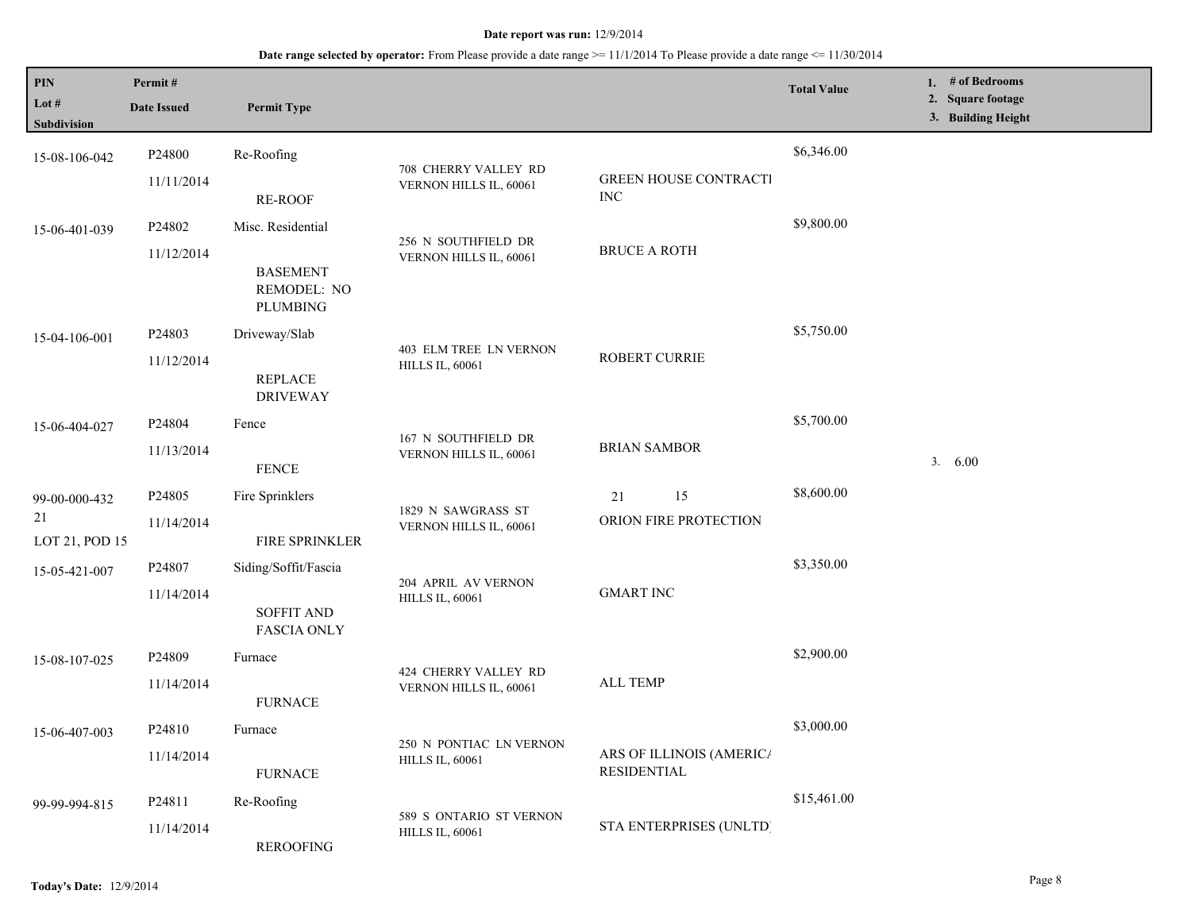**Date report was run:** 12/9/2014

**Date range selected by operator:** From Please provide a date range >= 11/1/2014 To Please provide a date range <= 11/30/2014

| PIN / Lot # / Subdivision | Permit # / Date Issued | Permit Type | Address | Contractor | Total Value | 1. # of Bedrooms 2. Square footage 3. Building Height |
|---|---|---|---|---|---|---|
| 15-08-106-042 | P24800 11/11/2014 | Re-Roofing RE-ROOF | 708 CHERRY VALLEY RD VERNON HILLS IL, 60061 | GREEN HOUSE CONTRACTI INC | $6,346.00 | |
| 15-06-401-039 | P24802 11/12/2014 | Misc. Residential BASEMENT REMODEL: NO PLUMBING | 256 N SOUTHFIELD DR VERNON HILLS IL, 60061 | BRUCE A ROTH | $9,800.00 | |
| 15-04-106-001 | P24803 11/12/2014 | Driveway/Slab REPLACE DRIVEWAY | 403 ELM TREE LN VERNON HILLS IL, 60061 | ROBERT CURRIE | $5,750.00 | |
| 15-06-404-027 | P24804 11/13/2014 | Fence FENCE | 167 N SOUTHFIELD DR VERNON HILLS IL, 60061 | BRIAN SAMBOR | $5,700.00 | 3. 6.00 |
| 99-00-000-432 21 LOT 21, POD 15 | P24805 11/14/2014 | Fire Sprinklers FIRE SPRINKLER | 1829 N SAWGRASS ST VERNON HILLS IL, 60061 | 21 15 ORION FIRE PROTECTION | $8,600.00 | |
| 15-05-421-007 | P24807 11/14/2014 | Siding/Soffit/Fascia SOFFIT AND FASCIA ONLY | 204 APRIL AV VERNON HILLS IL, 60061 | GMART INC | $3,350.00 | |
| 15-08-107-025 | P24809 11/14/2014 | Furnace FURNACE | 424 CHERRY VALLEY RD VERNON HILLS IL, 60061 | ALL TEMP | $2,900.00 | |
| 15-06-407-003 | P24810 11/14/2014 | Furnace FURNACE | 250 N PONTIAC LN VERNON HILLS IL, 60061 | ARS OF ILLINOIS (AMERICA RESIDENTIAL | $3,000.00 | |
| 99-99-994-815 | P24811 11/14/2014 | Re-Roofing REROOFING | 589 S ONTARIO ST VERNON HILLS IL, 60061 | STA ENTERPRISES (UNLTD) | $15,461.00 | |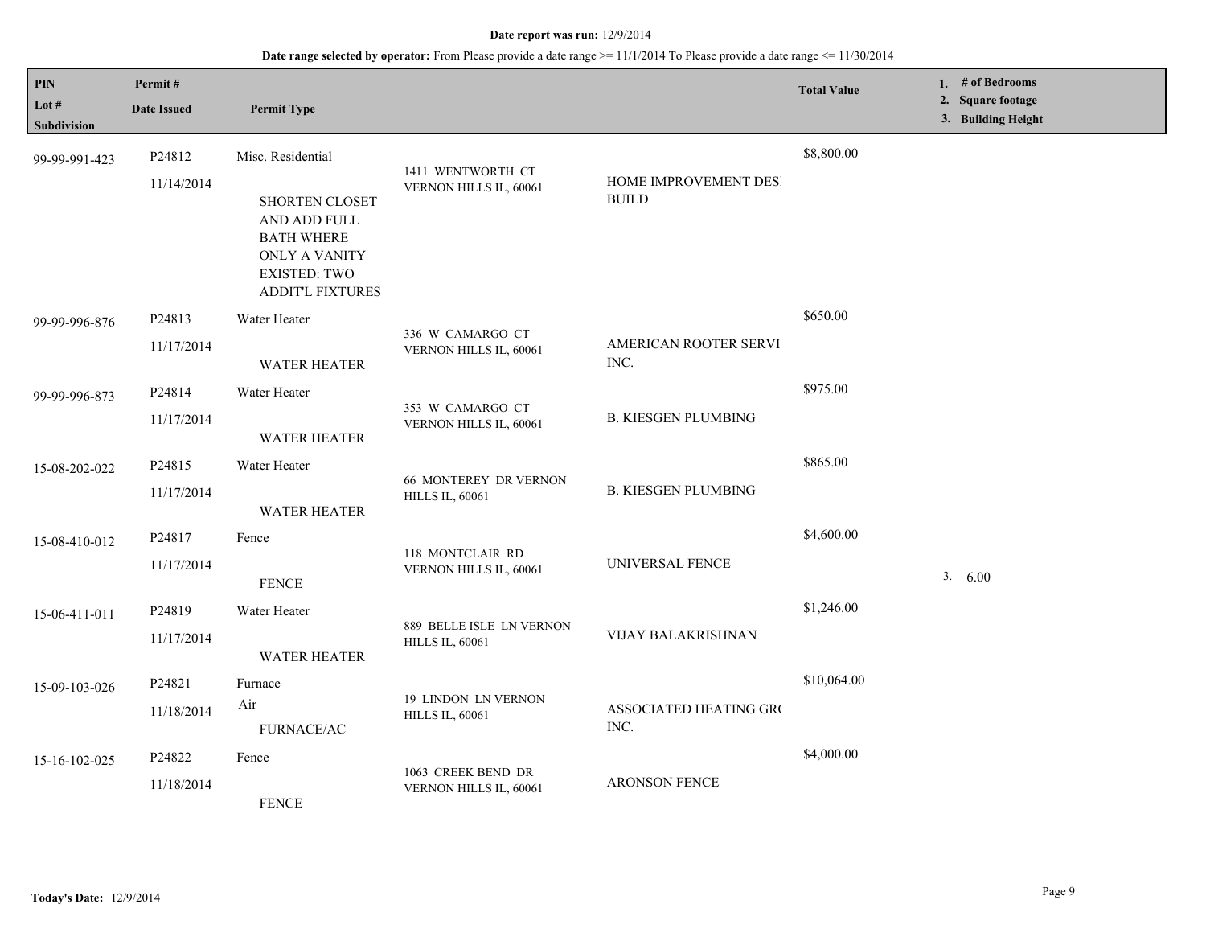**Date report was run:** 12/9/2014

**Date range selected by operator:** From Please provide a date range >= 11/1/2014 To Please provide a date range <= 11/30/2014

| PIN<br>Lot #<br>Subdivision | Permit #<br>Date Issued | Permit Type | | | Total Value | 1. # of Bedrooms<br>2. Square footage<br>3. Building Height |
|---|---|---|---|---|---|---|
| 99-99-991-423 | P24812<br>11/14/2014 | Misc. Residential<br>SHORTEN CLOSET AND ADD FULL BATH WHERE ONLY A VANITY EXISTED: TWO ADDIT'L FIXTURES | 1411 WENTWORTH CT VERNON HILLS IL, 60061 | HOME IMPROVEMENT DES BUILD | $8,800.00 | |
| 99-99-996-876 | P24813<br>11/17/2014 | Water Heater<br>WATER HEATER | 336 W CAMARGO CT VERNON HILLS IL, 60061 | AMERICAN ROOTER SERVI INC. | $650.00 | |
| 99-99-996-873 | P24814<br>11/17/2014 | Water Heater<br>WATER HEATER | 353 W CAMARGO CT VERNON HILLS IL, 60061 | B. KIESGEN PLUMBING | $975.00 | |
| 15-08-202-022 | P24815<br>11/17/2014 | Water Heater<br>WATER HEATER | 66 MONTEREY DR VERNON HILLS IL, 60061 | B. KIESGEN PLUMBING | $865.00 | |
| 15-08-410-012 | P24817<br>11/17/2014 | Fence<br>FENCE | 118 MONTCLAIR RD VERNON HILLS IL, 60061 | UNIVERSAL FENCE | $4,600.00 | 3. 6.00 |
| 15-06-411-011 | P24819<br>11/17/2014 | Water Heater<br>WATER HEATER | 889 BELLE ISLE LN VERNON HILLS IL, 60061 | VIJAY BALAKRISHNAN | $1,246.00 | |
| 15-09-103-026 | P24821<br>11/18/2014 | Furnace<br>Air<br>FURNACE/AC | 19 LINDON LN VERNON HILLS IL, 60061 | ASSOCIATED HEATING GR( INC. | $10,064.00 | |
| 15-16-102-025 | P24822<br>11/18/2014 | Fence<br>FENCE | 1063 CREEK BEND DR VERNON HILLS IL, 60061 | ARONSON FENCE | $4,000.00 | |

**Today's Date:** 12/9/2014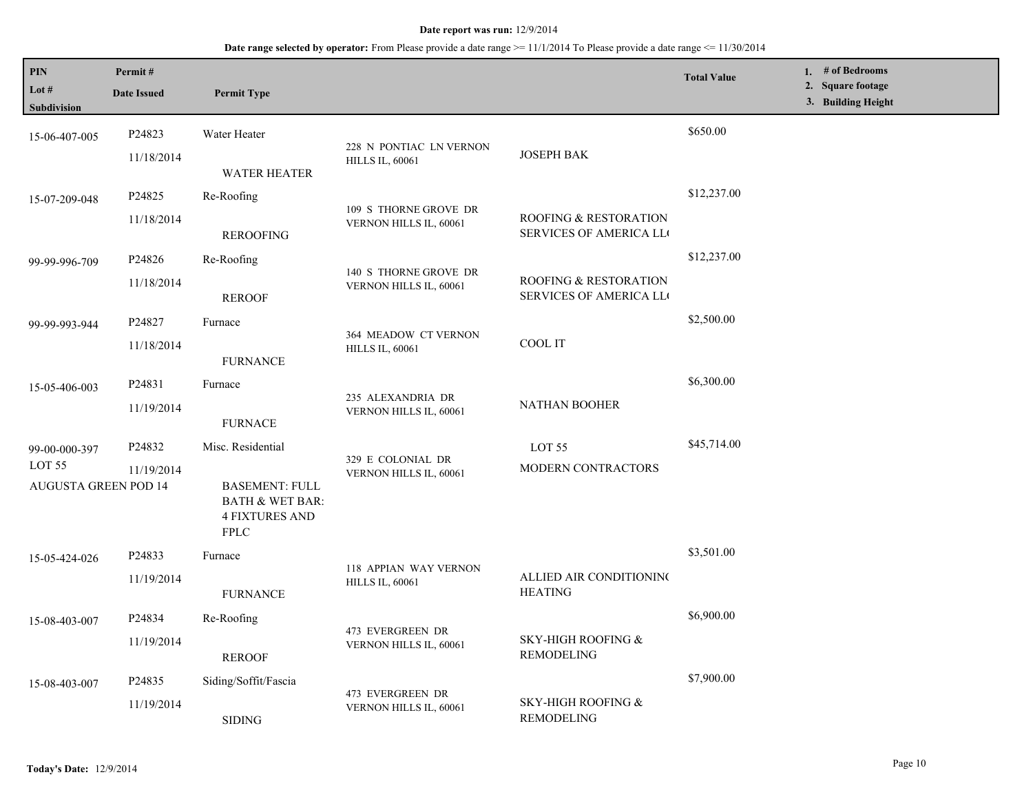**Date report was run:** 12/9/2014

**Date range selected by operator:** From Please provide a date range >= 11/1/2014 To Please provide a date range <= 11/30/2014

| PIN / Lot # / Subdivision | Permit # / Date Issued | Permit Type | | | Total Value | 1. # of Bedrooms 2. Square footage 3. Building Height |
|---|---|---|---|---|---|---|
| 15-06-407-005 | P24823 11/18/2014 | Water Heater WATER HEATER | 228 N PONTIAC LN VERNON HILLS IL, 60061 | JOSEPH BAK | $650.00 | |
| 15-07-209-048 | P24825 11/18/2014 | Re-Roofing REROOFING | 109 S THORNE GROVE DR VERNON HILLS IL, 60061 | ROOFING & RESTORATION SERVICES OF AMERICA LL( | $12,237.00 | |
| 99-99-996-709 | P24826 11/18/2014 | Re-Roofing REROOF | 140 S THORNE GROVE DR VERNON HILLS IL, 60061 | ROOFING & RESTORATION SERVICES OF AMERICA LL( | $12,237.00 | |
| 99-99-993-944 | P24827 11/18/2014 | Furnace FURNANCE | 364 MEADOW CT VERNON HILLS IL, 60061 | COOL IT | $2,500.00 | |
| 15-05-406-003 | P24831 11/19/2014 | Furnace FURNACE | 235 ALEXANDRIA DR VERNON HILLS IL, 60061 | NATHAN BOOHER | $6,300.00 | |
| 99-00-000-397 LOT 55 AUGUSTA GREEN POD 14 | P24832 11/19/2014 | Misc. Residential BASEMENT: FULL BATH & WET BAR: 4 FIXTURES AND FPLC | 329 E COLONIAL DR VERNON HILLS IL, 60061 | LOT 55 MODERN CONTRACTORS | $45,714.00 | |
| 15-05-424-026 | P24833 11/19/2014 | Furnace FURNANCE | 118 APPIAN WAY VERNON HILLS IL, 60061 | ALLIED AIR CONDITIONIN( HEATING | $3,501.00 | |
| 15-08-403-007 | P24834 11/19/2014 | Re-Roofing REROOF | 473 EVERGREEN DR VERNON HILLS IL, 60061 | SKY-HIGH ROOFING & REMODELING | $6,900.00 | |
| 15-08-403-007 | P24835 11/19/2014 | Siding/Soffit/Fascia SIDING | 473 EVERGREEN DR VERNON HILLS IL, 60061 | SKY-HIGH ROOFING & REMODELING | $7,900.00 | |

**Today's Date:** 12/9/2014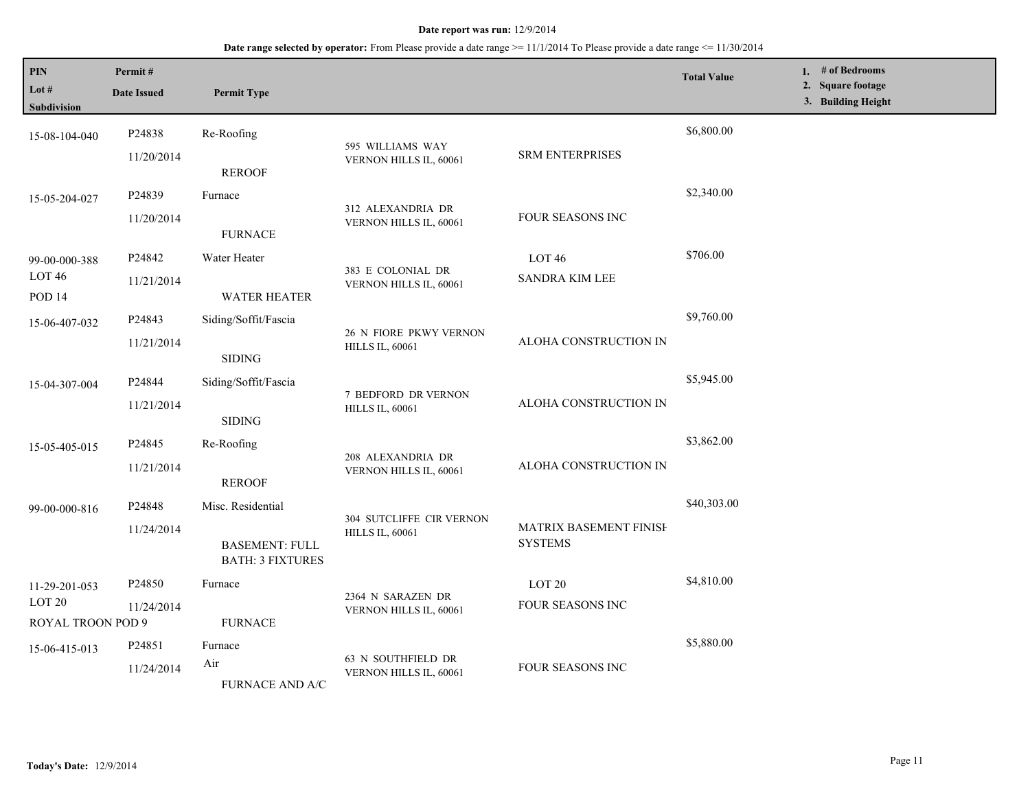**Date report was run:** 12/9/2014

**Date range selected by operator:** From Please provide a date range >= 11/1/2014 To Please provide a date range <= 11/30/2014

| PIN<br>Lot #<br>Subdivision | Permit #<br>Date Issued | Permit Type | | | Total Value | 1. # of Bedrooms<br>2. Square footage<br>3. Building Height |
|---|---|---|---|---|---|---|
| 15-08-104-040 | P24838<br>11/20/2014 | Re-Roofing<br>REROOF | 595 WILLIAMS WAY VERNON HILLS IL, 60061 | SRM ENTERPRISES | $6,800.00 | |
| 15-05-204-027 | P24839<br>11/20/2014 | Furnace<br>FURNACE | 312 ALEXANDRIA DR VERNON HILLS IL, 60061 | FOUR SEASONS INC | $2,340.00 | |
| 99-00-000-388<br>LOT 46<br>POD 14 | P24842<br>11/21/2014 | Water Heater<br>WATER HEATER | 383 E COLONIAL DR VERNON HILLS IL, 60061 | LOT 46<br>SANDRA KIM LEE | $706.00 | |
| 15-06-407-032 | P24843<br>11/21/2014 | Siding/Soffit/Fascia<br>SIDING | 26 N FIORE PKWY VERNON HILLS IL, 60061 | ALOHA CONSTRUCTION IN | $9,760.00 | |
| 15-04-307-004 | P24844<br>11/21/2014 | Siding/Soffit/Fascia<br>SIDING | 7 BEDFORD DR VERNON HILLS IL, 60061 | ALOHA CONSTRUCTION IN | $5,945.00 | |
| 15-05-405-015 | P24845<br>11/21/2014 | Re-Roofing<br>REROOF | 208 ALEXANDRIA DR VERNON HILLS IL, 60061 | ALOHA CONSTRUCTION IN | $3,862.00 | |
| 99-00-000-816 | P24848<br>11/24/2014 | Misc. Residential<br>BASEMENT: FULL BATH: 3 FIXTURES | 304 SUTCLIFFE CIR VERNON HILLS IL, 60061 | MATRIX BASEMENT FINISH SYSTEMS | $40,303.00 | |
| 11-29-201-053<br>LOT 20<br>ROYAL TROON POD 9 | P24850<br>11/24/2014 | Furnace<br>FURNACE | 2364 N SARAZEN DR VERNON HILLS IL, 60061 | LOT 20<br>FOUR SEASONS INC | $4,810.00 | |
| 15-06-415-013 | P24851<br>11/24/2014 | Furnace<br>Air<br>FURNACE AND A/C | 63 N SOUTHFIELD DR VERNON HILLS IL, 60061 | FOUR SEASONS INC | $5,880.00 | |

**Today's Date:** 12/9/2014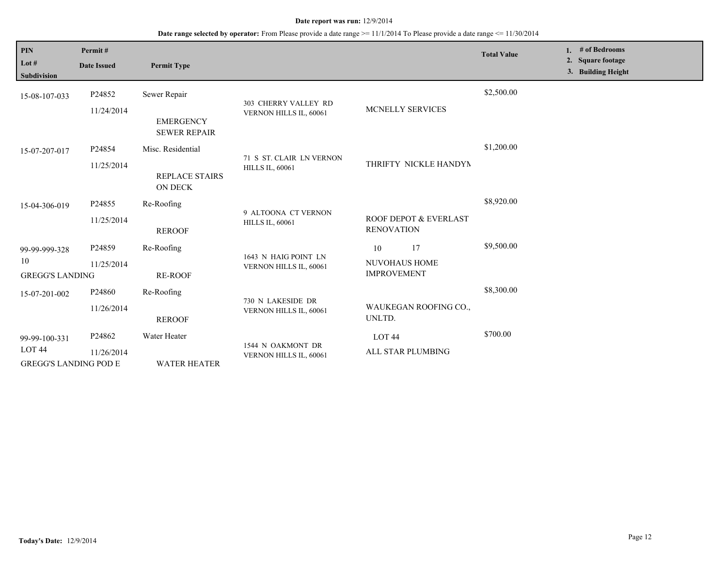**Date report was run:** 12/9/2014

**Date range selected by operator:** From Please provide a date range >= 11/1/2014 To Please provide a date range <= 11/30/2014

| PIN / Lot # / Subdivision | Permit # / Date Issued | Permit Type | | | Total Value | 1. # of Bedrooms 2. Square footage 3. Building Height |
|---|---|---|---|---|---|---|
| 15-08-107-033 | P24852 11/24/2014 | Sewer Repair EMERGENCY SEWER REPAIR | 303 CHERRY VALLEY RD VERNON HILLS IL, 60061 | MCNELLY SERVICES | $2,500.00 | |
| 15-07-207-017 | P24854 11/25/2014 | Misc. Residential REPLACE STAIRS ON DECK | 71 S ST. CLAIR LN VERNON HILLS IL, 60061 | THRIFTY NICKLE HANDYM | $1,200.00 | |
| 15-04-306-019 | P24855 11/25/2014 | Re-Roofing REROOF | 9 ALTOONA CT VERNON HILLS IL, 60061 | ROOF DEPOT & EVERLAST RENOVATION | $8,920.00 | |
| 99-99-999-328 10 GREGG'S LANDING | P24859 11/25/2014 | Re-Roofing RE-ROOF | 1643 N HAIG POINT LN VERNON HILLS IL, 60061 | 10 17 NUVOHAUS HOME IMPROVEMENT | $9,500.00 | |
| 15-07-201-002 | P24860 11/26/2014 | Re-Roofing REROOF | 730 N LAKESIDE DR VERNON HILLS IL, 60061 | WAUKEGAN ROOFING CO., UNLTD. | $8,300.00 | |
| 99-99-100-331 LOT 44 GREGG'S LANDING POD E | P24862 11/26/2014 | Water Heater WATER HEATER | 1544 N OAKMONT DR VERNON HILLS IL, 60061 | LOT 44 ALL STAR PLUMBING | $700.00 | |

**Today's Date:** 12/9/2014